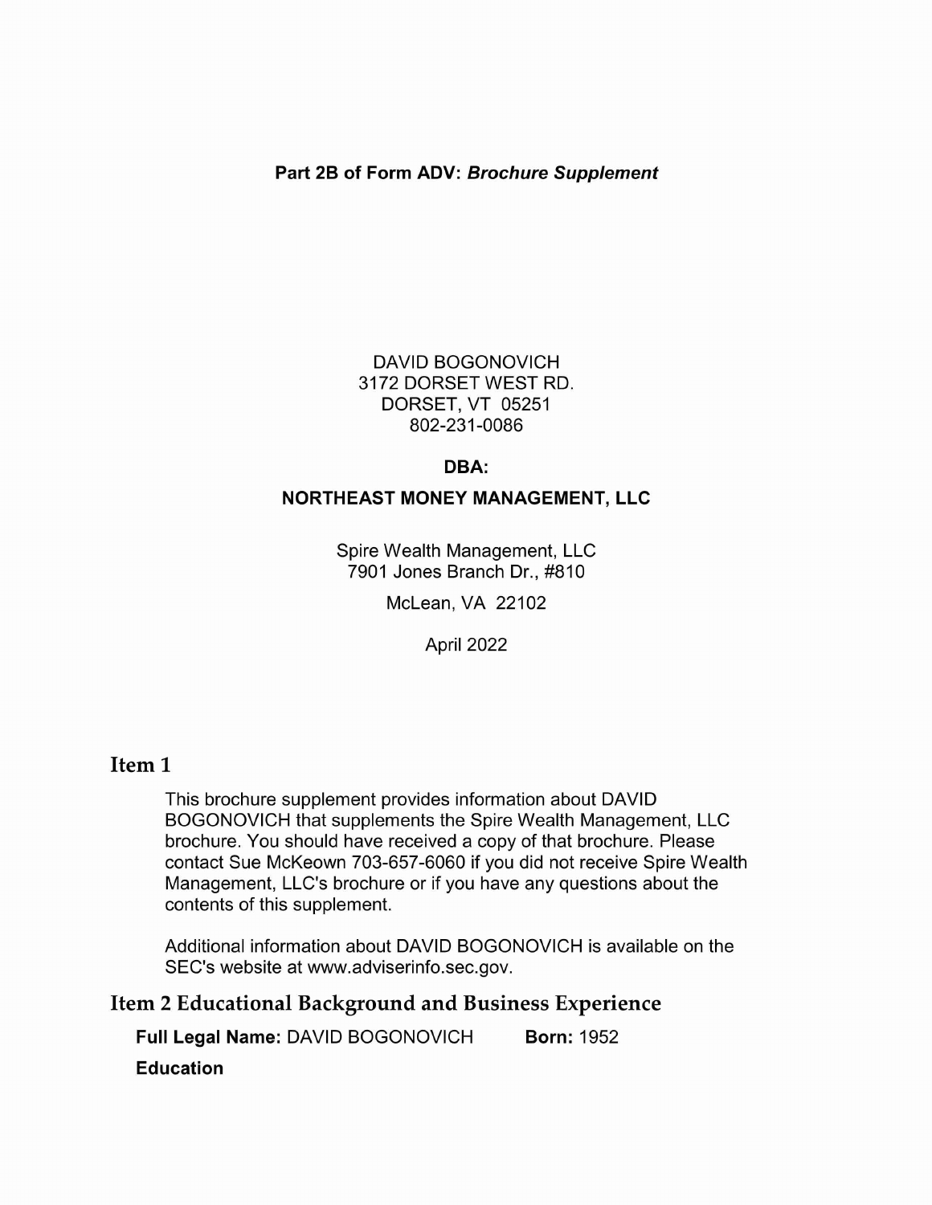**Part 2B of Form ADV: *Brochure Supplement***

DAVID BOGONOVICH
3172 DORSET WEST RD.
DORSET, VT 05251
802-231-0086

**DBA:**

**NORTHEAST MONEY MANAGEMENT, LLC**

Spire Wealth Management, LLC
7901 Jones Branch Dr., #810
McLean, VA 22102

April 2022

## Item 1

This brochure supplement provides information about DAVID BOGONOVICH that supplements the Spire Wealth Management, LLC brochure. You should have received a copy of that brochure. Please contact Sue McKeown 703-657-6060 if you did not receive Spire Wealth Management, LLC's brochure or if you have any questions about the contents of this supplement.

Additional information about DAVID BOGONOVICH is available on the SEC's website at www.adviserinfo.sec.gov.

## Item 2 Educational Background and Business Experience

**Full Legal Name:** DAVID BOGONOVICH **Born:** 1952

**Education**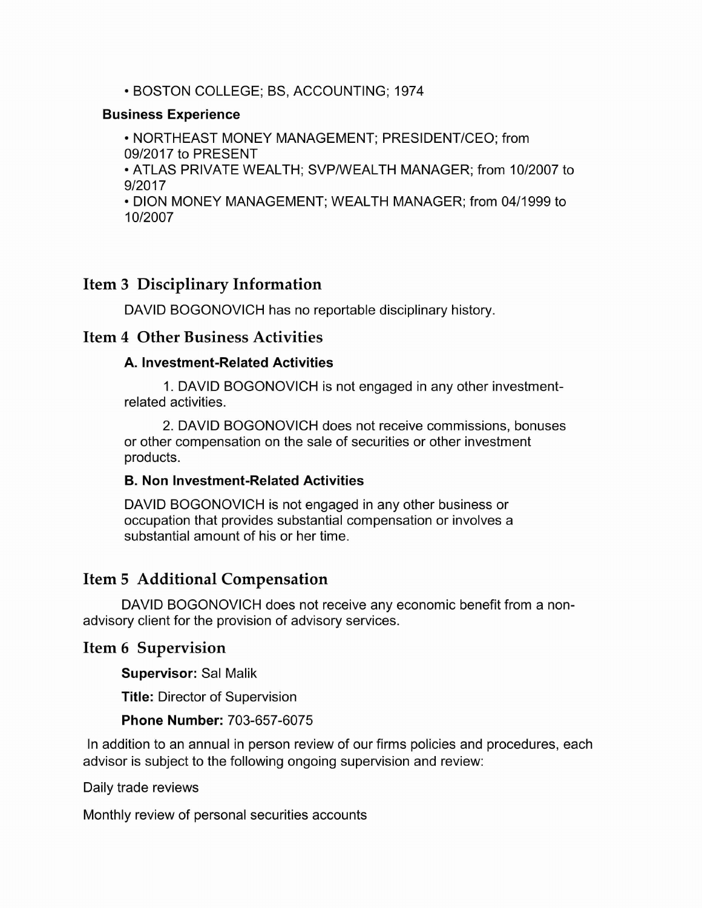- BOSTON COLLEGE; BS, ACCOUNTING; 1974

**Business Experience**

- NORTHEAST MONEY MANAGEMENT; PRESIDENT/CEO; from 09/2017 to PRESENT
- ATLAS PRIVATE WEALTH; SVP/WEALTH MANAGER; from 10/2007 to 9/2017
- DION MONEY MANAGEMENT; WEALTH MANAGER; from 04/1999 to 10/2007

## Item 3 Disciplinary Information

DAVID BOGONOVICH has no reportable disciplinary history.

## Item 4 Other Business Activities

**A. Investment-Related Activities**

1. DAVID BOGONOVICH is not engaged in any other investment-related activities.

2. DAVID BOGONOVICH does not receive commissions, bonuses or other compensation on the sale of securities or other investment products.

**B. Non Investment-Related Activities**

DAVID BOGONOVICH is not engaged in any other business or occupation that provides substantial compensation or involves a substantial amount of his or her time.

## Item 5 Additional Compensation

DAVID BOGONOVICH does not receive any economic benefit from a non-advisory client for the provision of advisory services.

## Item 6 Supervision

**Supervisor:** Sal Malik

**Title:** Director of Supervision

**Phone Number:** 703-657-6075

In addition to an annual in person review of our firms policies and procedures, each advisor is subject to the following ongoing supervision and review:

Daily trade reviews

Monthly review of personal securities accounts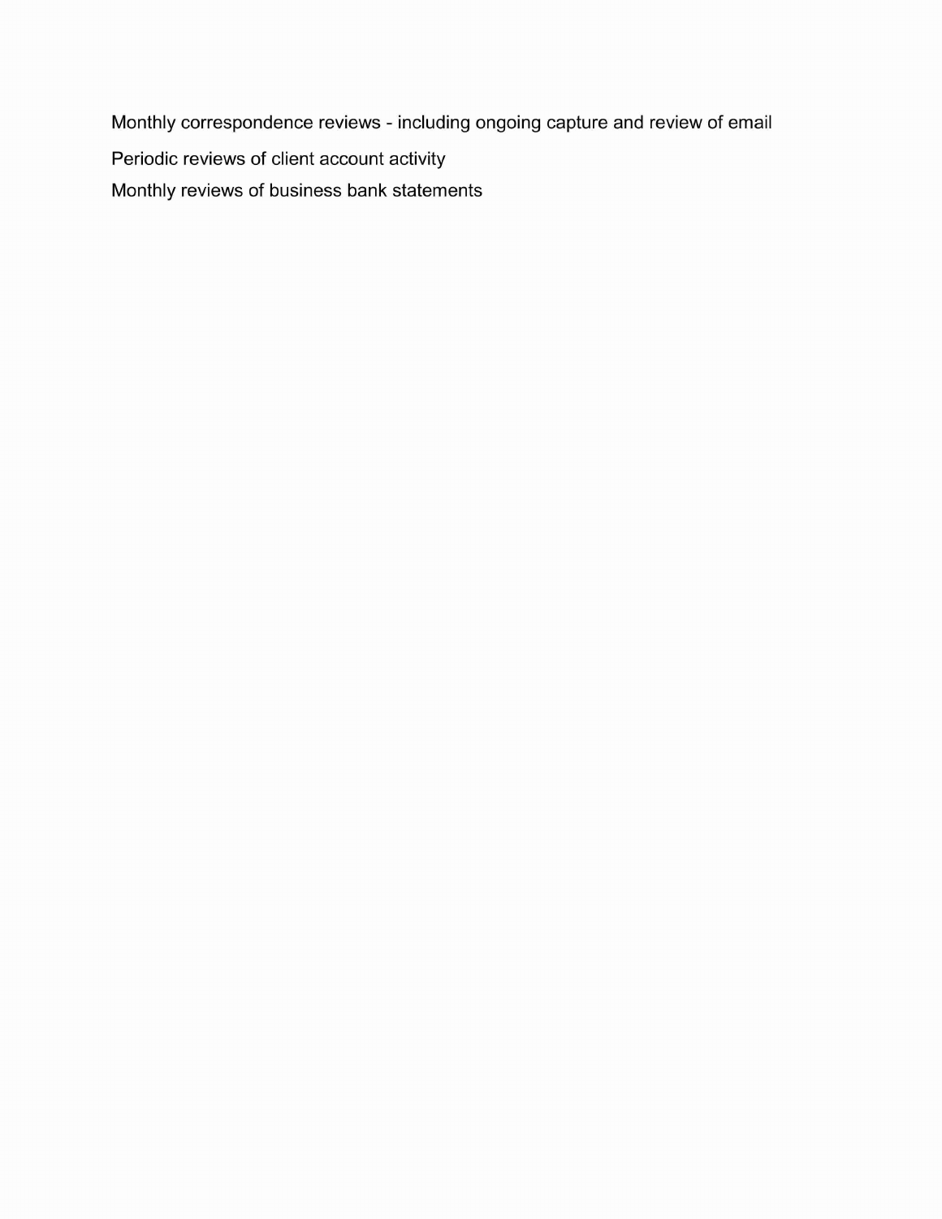Monthly correspondence reviews - including ongoing capture and review of email

Periodic reviews of client account activity

Monthly reviews of business bank statements